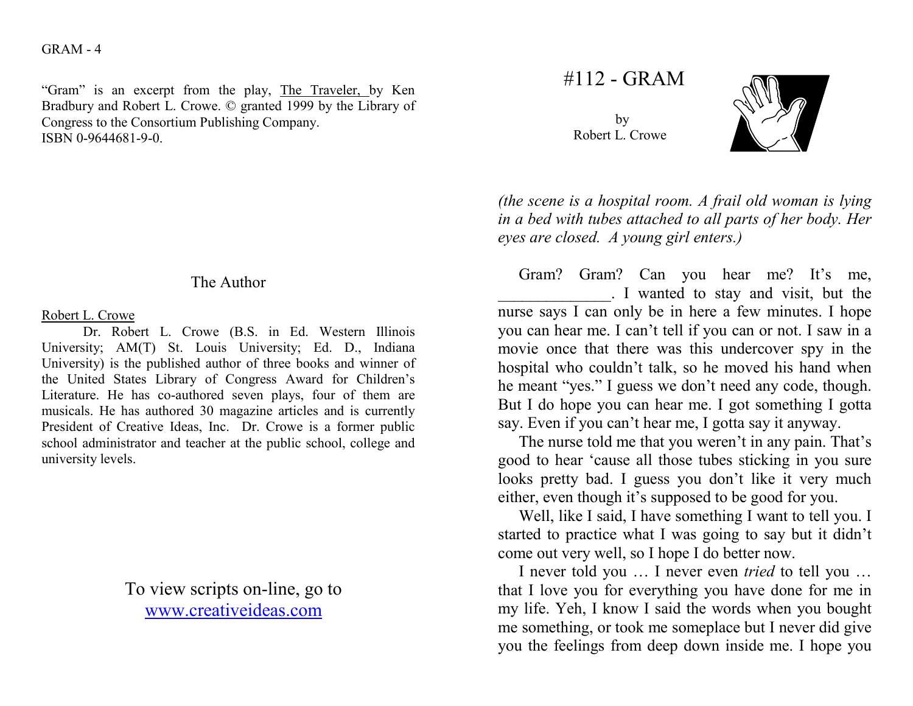"Gram" is an excerpt from the play, The Traveler, by Ken Bradbury and Robert L. Crowe. © granted 1999 by the Library of Congress to the Consortium Publishing Company. ISBN 0-9644681-9-0.

## The Author

Robert L. Crowe

Dr. Robert L. Crowe (B.S. in Ed. Western Illinois University; AM(T) St. Louis University; Ed. D., Indiana University) is the published author of three books and winner of the United States Library of Congress Award for Children's Literature. He has co-authored seven plays, four of them are musicals. He has authored 30 magazine articles and is currently President of Creative Ideas, Inc. Dr. Crowe is a former public school administrator and teacher at the public school, college and university levels.

To view scripts on-line, go to www.creativeideas.com

# #112 - GRAM

by
Robert L. Crowe

*(the scene is a hospital room. A frail old woman is lying in a bed with tubes attached to all parts of her body. Her eyes are closed. A young girl enters.)*

Gram? Gram? Can you hear me? It's me, ______________. I wanted to stay and visit, but the nurse says I can only be in here a few minutes. I hope you can hear me. I can't tell if you can or not. I saw in a movie once that there was this undercover spy in the hospital who couldn't talk, so he moved his hand when he meant "yes." I guess we don't need any code, though. But I do hope you can hear me. I got something I gotta say. Even if you can't hear me, I gotta say it anyway.

The nurse told me that you weren't in any pain. That's good to hear 'cause all those tubes sticking in you sure looks pretty bad. I guess you don't like it very much either, even though it's supposed to be good for you.

Well, like I said, I have something I want to tell you. I started to practice what I was going to say but it didn't come out very well, so I hope I do better now.

I never told you … I never even *tried* to tell you … that I love you for everything you have done for me in my life. Yeh, I know I said the words when you bought me something, or took me someplace but I never did give you the feelings from deep down inside me. I hope you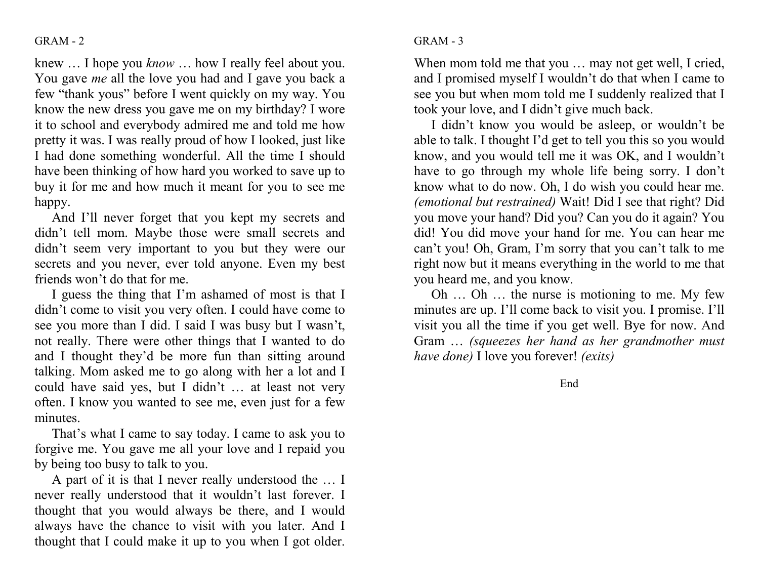knew … I hope you *know* … how I really feel about you. You gave *me* all the love you had and I gave you back a few "thank yous" before I went quickly on my way. You know the new dress you gave me on my birthday? I wore it to school and everybody admired me and told me how pretty it was. I was really proud of how I looked, just like I had done something wonderful. All the time I should have been thinking of how hard you worked to save up to buy it for me and how much it meant for you to see me happy.

And I'll never forget that you kept my secrets and didn't tell mom. Maybe those were small secrets and didn't seem very important to you but they were our secrets and you never, ever told anyone. Even my best friends won't do that for me.

I guess the thing that I'm ashamed of most is that I didn't come to visit you very often. I could have come to see you more than I did. I said I was busy but I wasn't, not really. There were other things that I wanted to do and I thought they'd be more fun than sitting around talking. Mom asked me to go along with her a lot and I could have said yes, but I didn't … at least not very often. I know you wanted to see me, even just for a few minutes.

That's what I came to say today. I came to ask you to forgive me. You gave me all your love and I repaid you by being too busy to talk to you.

A part of it is that I never really understood the … I never really understood that it wouldn't last forever. I thought that you would always be there, and I would always have the chance to visit with you later. And I thought that I could make it up to you when I got older. When mom told me that you … may not get well, I cried, and I promised myself I wouldn't do that when I came to see you but when mom told me I suddenly realized that I took your love, and I didn't give much back.

I didn't know you would be asleep, or wouldn't be able to talk. I thought I'd get to tell you this so you would know, and you would tell me it was OK, and I wouldn't have to go through my whole life being sorry. I don't know what to do now. Oh, I do wish you could hear me. *(emotional but restrained)* Wait! Did I see that right? Did you move your hand? Did you? Can you do it again? You did! You did move your hand for me. You can hear me can't you! Oh, Gram, I'm sorry that you can't talk to me right now but it means everything in the world to me that you heard me, and you know.

Oh … Oh … the nurse is motioning to me. My few minutes are up. I'll come back to visit you. I promise. I'll visit you all the time if you get well. Bye for now. And Gram … *(squeezes her hand as her grandmother must have done)* I love you forever! *(exits)*

End